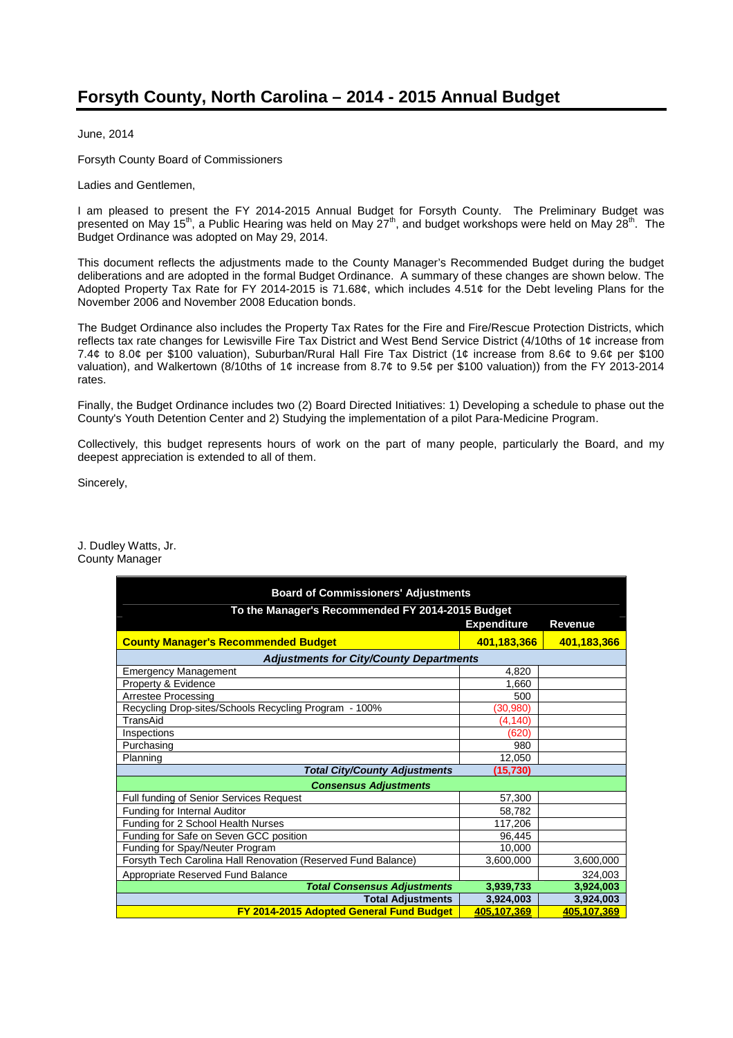# Forsyth County, North Carolina – 2014 - 2015 Annual Budget

June, 2014

Forsyth County Board of Commissioners

Ladies and Gentlemen,

I am pleased to present the FY 2014-2015 Annual Budget for Forsyth County. The Preliminary Budget was presented on May 15th, a Public Hearing was held on May 27th, and budget workshops were held on May 28th. The Budget Ordinance was adopted on May 29, 2014.

This document reflects the adjustments made to the County Manager's Recommended Budget during the budget deliberations and are adopted in the formal Budget Ordinance. A summary of these changes are shown below. The Adopted Property Tax Rate for FY 2014-2015 is 71.68¢, which includes 4.51¢ for the Debt leveling Plans for the November 2006 and November 2008 Education bonds.

The Budget Ordinance also includes the Property Tax Rates for the Fire and Fire/Rescue Protection Districts, which reflects tax rate changes for Lewisville Fire Tax District and West Bend Service District (4/10ths of 1¢ increase from 7.4¢ to 8.0¢ per $100 valuation), Suburban/Rural Hall Fire Tax District (1¢ increase from 8.6¢ to 9.6¢ per $100 valuation), and Walkertown (8/10ths of 1¢ increase from 8.7¢ to 9.5¢ per $100 valuation)) from the FY 2013-2014 rates.

Finally, the Budget Ordinance includes two (2) Board Directed Initiatives: 1) Developing a schedule to phase out the County's Youth Detention Center and 2) Studying the implementation of a pilot Para-Medicine Program.

Collectively, this budget represents hours of work on the part of many people, particularly the Board, and my deepest appreciation is extended to all of them.

Sincerely,

J. Dudley Watts, Jr.
County Manager

| Board of Commissioners' Adjustments To the Manager's Recommended FY 2014-2015 Budget | Expenditure | Revenue |
|---|---|---|
| **County Manager's Recommended Budget** | **401,183,366** | **401,183,366** |
| ***Adjustments for City/County Departments*** | | |
| Emergency Management | 4,820 | |
| Property & Evidence | 1,660 | |
| Arrestee Processing | 500 | |
| Recycling Drop-sites/Schools Recycling Program - 100% | (30,980) | |
| TransAid | (4,140) | |
| Inspections | (620) | |
| Purchasing | 980 | |
| Planning | 12,050 | |
| ***Total City/County Adjustments*** | **(15,730)** | |
| ***Consensus Adjustments*** | | |
| Full funding of Senior Services Request | 57,300 | |
| Funding for Internal Auditor | 58,782 | |
| Funding for 2 School Health Nurses | 117,206 | |
| Funding for Safe on Seven GCC position | 96,445 | |
| Funding for Spay/Neuter Program | 10,000 | |
| Forsyth Tech Carolina Hall Renovation (Reserved Fund Balance) | 3,600,000 | 3,600,000 |
| Appropriate Reserved Fund Balance | | 324,003 |
| ***Total Consensus Adjustments*** | **3,939,733** | **3,924,003** |
| **Total Adjustments** | **3,924,003** | **3,924,003** |
| **FY 2014-2015 Adopted General Fund Budget** | **405,107,369** | **405,107,369** |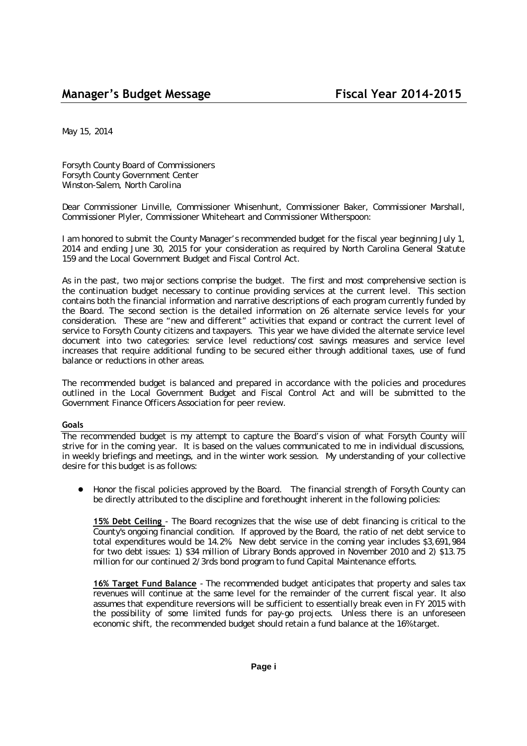# Manager's Budget Message — Fiscal Year 2014-2015

May 15, 2014

Forsyth County Board of Commissioners
Forsyth County Government Center
Winston-Salem, North Carolina

Dear Commissioner Linville, Commissioner Whisenhunt, Commissioner Baker, Commissioner Marshall, Commissioner Plyler, Commissioner Whiteheart and Commissioner Witherspoon:

I am honored to submit the County Manager's recommended budget for the fiscal year beginning July 1, 2014 and ending June 30, 2015 for your consideration as required by North Carolina General Statute 159 and the Local Government Budget and Fiscal Control Act.

As in the past, two major sections comprise the budget. The first and most comprehensive section is the continuation budget necessary to continue providing services at the current level. This section contains both the financial information and narrative descriptions of each program currently funded by the Board. The second section is the detailed information on 26 alternate service levels for your consideration. These are "new and different" activities that expand or contract the current level of service to Forsyth County citizens and taxpayers. This year we have divided the alternate service level document into two categories: service level reductions/cost savings measures and service level increases that require additional funding to be secured either through additional taxes, use of fund balance or reductions in other areas.

The recommended budget is balanced and prepared in accordance with the policies and procedures outlined in the Local Government Budget and Fiscal Control Act and will be submitted to the Government Finance Officers Association for peer review.

## Goals

The recommended budget is my attempt to capture the Board's vision of what Forsyth County will strive for in the coming year. It is based on the values communicated to me in individual discussions, in weekly briefings and meetings, and in the winter work session. My understanding of your collective desire for this budget is as follows:

- Honor the fiscal policies approved by the Board. The financial strength of Forsyth County can be directly attributed to the discipline and forethought inherent in the following policies:

  **15% Debt Ceiling** - The Board recognizes that the wise use of debt financing is critical to the County's ongoing financial condition. If approved by the Board, the ratio of net debt service to total expenditures would be 14.2%. New debt service in the coming year includes $3,691,984 for two debt issues: 1) $34 million of Library Bonds approved in November 2010 and 2) $13.75 million for our continued 2/3rds bond program to fund Capital Maintenance efforts.

  **16% Target Fund Balance** - The recommended budget anticipates that property and sales tax revenues will continue at the same level for the remainder of the current fiscal year. It also assumes that expenditure reversions will be sufficient to essentially break even in FY 2015 with the possibility of some limited funds for pay-go projects. Unless there is an unforeseen economic shift, the recommended budget should retain a fund balance at the 16% target.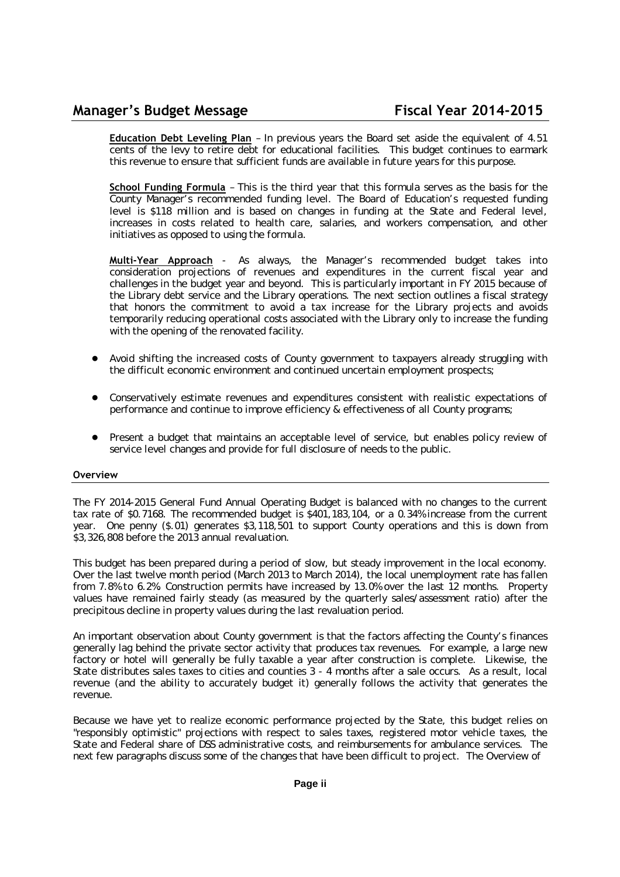**Education Debt Leveling Plan** – In previous years the Board set aside the equivalent of 4.51 cents of the levy to retire debt for educational facilities. This budget continues to earmark this revenue to ensure that sufficient funds are available in future years for this purpose.

**School Funding Formula** – This is the third year that this formula serves as the basis for the County Manager's recommended funding level. The Board of Education's requested funding level is $118 million and is based on changes in funding at the State and Federal level, increases in costs related to health care, salaries, and workers compensation, and other initiatives as opposed to using the formula.

**Multi-Year Approach** - As always, the Manager's recommended budget takes into consideration projections of revenues and expenditures in the current fiscal year and challenges in the budget year and beyond. This is particularly important in FY 2015 because of the Library debt service and the Library operations. The next section outlines a fiscal strategy that honors the commitment to avoid a tax increase for the Library projects and avoids temporarily reducing operational costs associated with the Library only to increase the funding with the opening of the renovated facility.

- Avoid shifting the increased costs of County government to taxpayers already struggling with the difficult economic environment and continued uncertain employment prospects;
- Conservatively estimate revenues and expenditures consistent with realistic expectations of performance and continue to improve efficiency & effectiveness of all County programs;
- Present a budget that maintains an acceptable level of service, but enables policy review of service level changes and provide for full disclosure of needs to the public.

## Overview

The FY 2014-2015 General Fund Annual Operating Budget is balanced with no changes to the current tax rate of $0.7168. The recommended budget is $401,183,104, or a 0.34% increase from the current year. One penny ($.01) generates $3,118,501 to support County operations and this is down from $3,326,808 before the 2013 annual revaluation.

This budget has been prepared during a period of slow, but steady improvement in the local economy. Over the last twelve month period (March 2013 to March 2014), the local unemployment rate has fallen from 7.8% to 6.2%. Construction permits have increased by 13.0% over the last 12 months. Property values have remained fairly steady (as measured by the quarterly sales/assessment ratio) after the precipitous decline in property values during the last revaluation period.

An important observation about County government is that the factors affecting the County's finances generally lag behind the private sector activity that produces tax revenues. For example, a large new factory or hotel will generally be fully taxable a year after construction is complete. Likewise, the State distributes sales taxes to cities and counties 3 - 4 months after a sale occurs. As a result, local revenue (and the ability to accurately budget it) generally follows the activity that generates the revenue.

Because we have yet to realize economic performance projected by the State, this budget relies on "responsibly optimistic" projections with respect to sales taxes, registered motor vehicle taxes, the State and Federal share of DSS administrative costs, and reimbursements for ambulance services. The next few paragraphs discuss some of the changes that have been difficult to project. The Overview of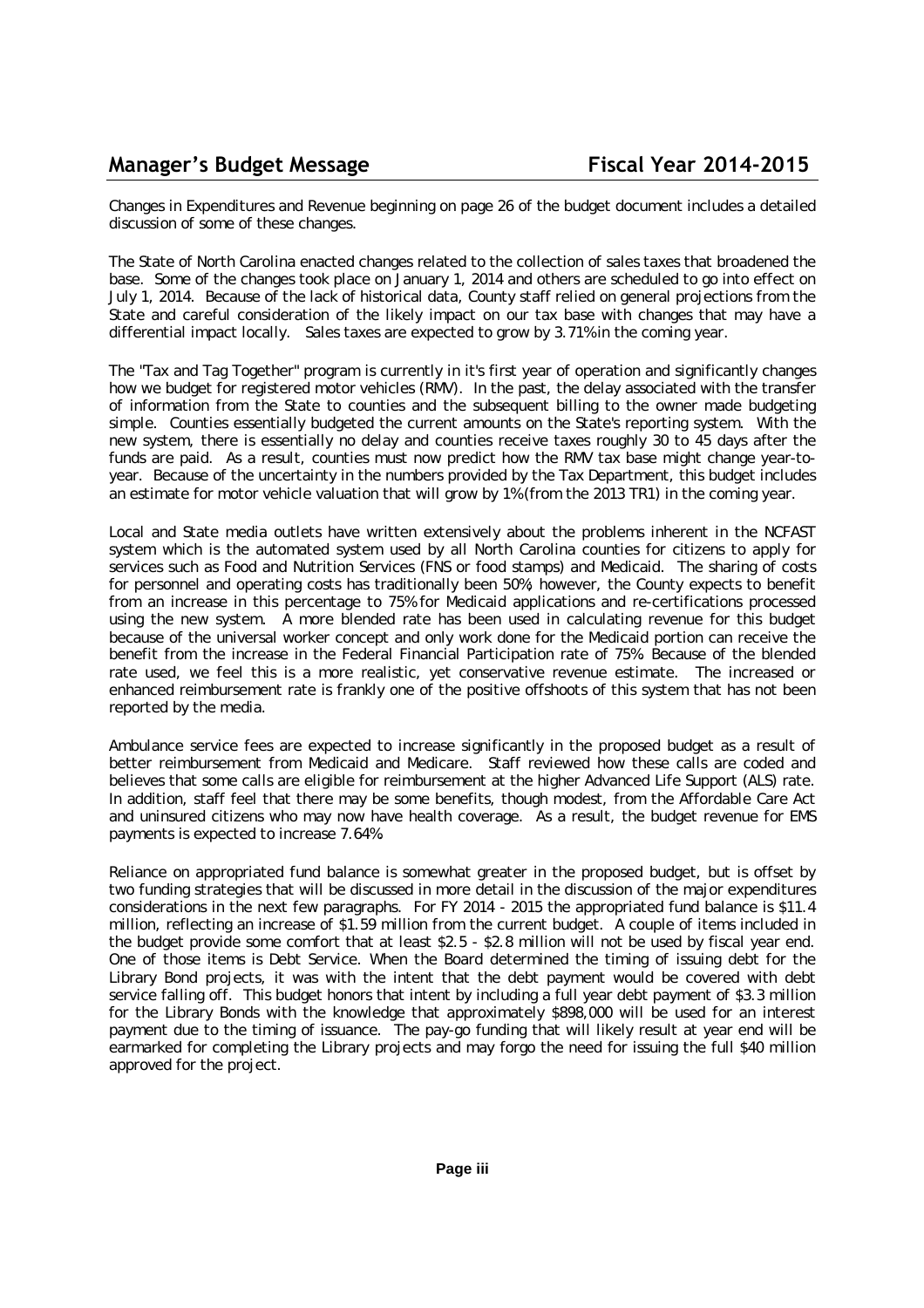Changes in Expenditures and Revenue beginning on page 26 of the budget document includes a detailed discussion of some of these changes.

The State of North Carolina enacted changes related to the collection of sales taxes that broadened the base. Some of the changes took place on January 1, 2014 and others are scheduled to go into effect on July 1, 2014. Because of the lack of historical data, County staff relied on general projections from the State and careful consideration of the likely impact on our tax base with changes that may have a differential impact locally. Sales taxes are expected to grow by 3.71% in the coming year.

The "Tax and Tag Together" program is currently in it's first year of operation and significantly changes how we budget for registered motor vehicles (RMV). In the past, the delay associated with the transfer of information from the State to counties and the subsequent billing to the owner made budgeting simple. Counties essentially budgeted the current amounts on the State's reporting system. With the new system, there is essentially no delay and counties receive taxes roughly 30 to 45 days after the funds are paid. As a result, counties must now predict how the RMV tax base might change year-to-year. Because of the uncertainty in the numbers provided by the Tax Department, this budget includes an estimate for motor vehicle valuation that will grow by 1% (from the 2013 TR1) in the coming year.

Local and State media outlets have written extensively about the problems inherent in the NCFAST system which is the automated system used by all North Carolina counties for citizens to apply for services such as Food and Nutrition Services (FNS or food stamps) and Medicaid. The sharing of costs for personnel and operating costs has traditionally been 50%; however, the County expects to benefit from an increase in this percentage to 75% for Medicaid applications and re-certifications processed using the new system. A more blended rate has been used in calculating revenue for this budget because of the universal worker concept and only work done for the Medicaid portion can receive the benefit from the increase in the Federal Financial Participation rate of 75%. Because of the blended rate used, we feel this is a more realistic, yet conservative revenue estimate. The increased or enhanced reimbursement rate is frankly one of the positive offshoots of this system that has not been reported by the media.

Ambulance service fees are expected to increase significantly in the proposed budget as a result of better reimbursement from Medicaid and Medicare. Staff reviewed how these calls are coded and believes that some calls are eligible for reimbursement at the higher Advanced Life Support (ALS) rate. In addition, staff feel that there may be some benefits, though modest, from the Affordable Care Act and uninsured citizens who may now have health coverage. As a result, the budget revenue for EMS payments is expected to increase 7.64%.

Reliance on appropriated fund balance is somewhat greater in the proposed budget, but is offset by two funding strategies that will be discussed in more detail in the discussion of the major expenditures considerations in the next few paragraphs. For FY 2014 - 2015 the appropriated fund balance is $11.4 million, reflecting an increase of $1.59 million from the current budget. A couple of items included in the budget provide some comfort that at least $2.5 - $2.8 million will not be used by fiscal year end. One of those items is Debt Service. When the Board determined the timing of issuing debt for the Library Bond projects, it was with the intent that the debt payment would be covered with debt service falling off. This budget honors that intent by including a full year debt payment of $3.3 million for the Library Bonds with the knowledge that approximately $898,000 will be used for an interest payment due to the timing of issuance. The pay-go funding that will likely result at year end will be earmarked for completing the Library projects and may forgo the need for issuing the full $40 million approved for the project.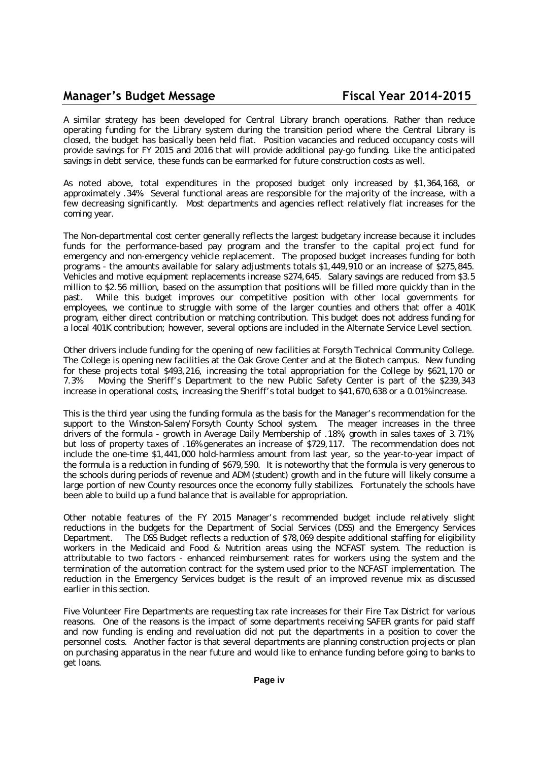A similar strategy has been developed for Central Library branch operations. Rather than reduce operating funding for the Library system during the transition period where the Central Library is closed, the budget has basically been held flat. Position vacancies and reduced occupancy costs will provide savings for FY 2015 and 2016 that will provide additional pay-go funding. Like the anticipated savings in debt service, these funds can be earmarked for future construction costs as well.

As noted above, total expenditures in the proposed budget only increased by $1,364,168, or approximately .34%. Several functional areas are responsible for the majority of the increase, with a few decreasing significantly. Most departments and agencies reflect relatively flat increases for the coming year.

The Non-departmental cost center generally reflects the largest budgetary increase because it includes funds for the performance-based pay program and the transfer to the capital project fund for emergency and non-emergency vehicle replacement. The proposed budget increases funding for both programs - the amounts available for salary adjustments totals $1,449,910 or an increase of $275,845. Vehicles and motive equipment replacements increase $274,645. Salary savings are reduced from $3.5 million to $2.56 million, based on the assumption that positions will be filled more quickly than in the past. While this budget improves our competitive position with other local governments for employees, we continue to struggle with some of the larger counties and others that offer a 401K program, either direct contribution or matching contribution. This budget does not address funding for a local 401K contribution; however, several options are included in the Alternate Service Level section.

Other drivers include funding for the opening of new facilities at Forsyth Technical Community College. The College is opening new facilities at the Oak Grove Center and at the Biotech campus. New funding for these projects total $493,216, increasing the total appropriation for the College by $621,170 or 7.3%. Moving the Sheriff's Department to the new Public Safety Center is part of the $239,343 increase in operational costs, increasing the Sheriff's total budget to $41,670,638 or a 0.01% increase.

This is the third year using the funding formula as the basis for the Manager's recommendation for the support to the Winston-Salem/Forsyth County School system. The meager increases in the three drivers of the formula - growth in Average Daily Membership of .18%, growth in sales taxes of 3.71%, but loss of property taxes of .16% generates an increase of $729,117. The recommendation does not include the one-time $1,441,000 hold-harmless amount from last year, so the year-to-year impact of the formula is a reduction in funding of $679,590. It is noteworthy that the formula is very generous to the schools during periods of revenue and ADM (student) growth and in the future will likely consume a large portion of new County resources once the economy fully stabilizes. Fortunately the schools have been able to build up a fund balance that is available for appropriation.

Other notable features of the FY 2015 Manager's recommended budget include relatively slight reductions in the budgets for the Department of Social Services (DSS) and the Emergency Services Department. The DSS Budget reflects a reduction of $78,069 despite additional staffing for eligibility workers in the Medicaid and Food & Nutrition areas using the NCFAST system. The reduction is attributable to two factors - enhanced reimbursement rates for workers using the system and the termination of the automation contract for the system used prior to the NCFAST implementation. The reduction in the Emergency Services budget is the result of an improved revenue mix as discussed earlier in this section.

Five Volunteer Fire Departments are requesting tax rate increases for their Fire Tax District for various reasons. One of the reasons is the impact of some departments receiving SAFER grants for paid staff and now funding is ending and revaluation did not put the departments in a position to cover the personnel costs. Another factor is that several departments are planning construction projects or plan on purchasing apparatus in the near future and would like to enhance funding before going to banks to get loans.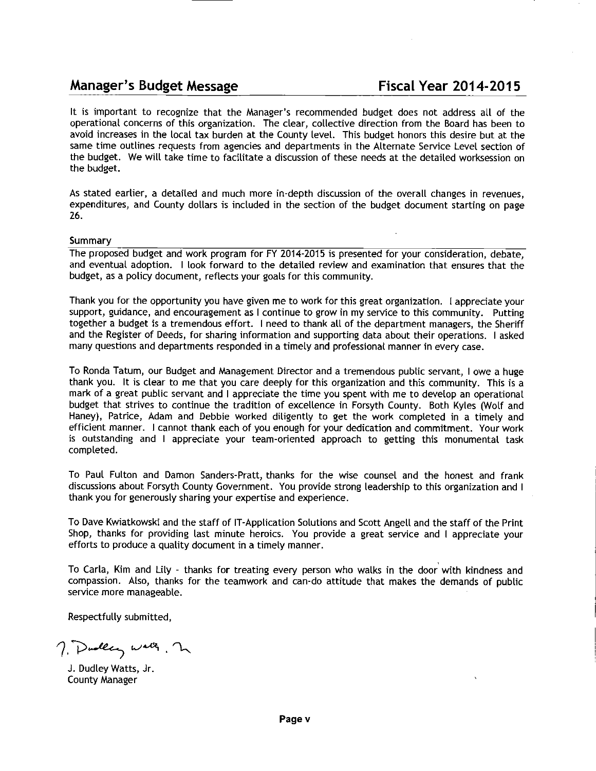It is important to recognize that the Manager's recommended budget does not address all of the operational concerns of this organization. The clear, collective direction from the Board has been to avoid increases in the local tax burden at the County level. This budget honors this desire but at the same time outlines requests from agencies and departments in the Alternate Service Level section of the budget. We will take time to facilitate a discussion of these needs at the detailed worksession on the budget.

As stated earlier, a detailed and much more in-depth discussion of the overall changes in revenues, expenditures, and County dollars is included in the section of the budget document starting on page 26.

## Summary

The proposed budget and work program for FY 2014-2015 is presented for your consideration, debate, and eventual adoption. I look forward to the detailed review and examination that ensures that the budget, as a policy document, reflects your goals for this community.

Thank you for the opportunity you have given me to work for this great organization. I appreciate your support, guidance, and encouragement as I continue to grow in my service to this community. Putting together a budget is a tremendous effort. I need to thank all of the department managers, the Sheriff and the Register of Deeds, for sharing information and supporting data about their operations. I asked many questions and departments responded in a timely and professional manner in every case.

To Ronda Tatum, our Budget and Management Director and a tremendous public servant, I owe a huge thank you. It is clear to me that you care deeply for this organization and this community. This is a mark of a great public servant and I appreciate the time you spent with me to develop an operational budget that strives to continue the tradition of excellence in Forsyth County. Both Kyles (Wolf and Haney), Patrice, Adam and Debbie worked diligently to get the work completed in a timely and efficient manner. I cannot thank each of you enough for your dedication and commitment. Your work is outstanding and I appreciate your team-oriented approach to getting this monumental task completed.

To Paul Fulton and Damon Sanders-Pratt, thanks for the wise counsel and the honest and frank discussions about Forsyth County Government. You provide strong leadership to this organization and I thank you for generously sharing your expertise and experience.

To Dave Kwiatkowski and the staff of IT-Application Solutions and Scott Angell and the staff of the Print Shop, thanks for providing last minute heroics. You provide a great service and I appreciate your efforts to produce a quality document in a timely manner.

To Carla, Kim and Lily - thanks for treating every person who walks in the door with kindness and compassion. Also, thanks for the teamwork and can-do attitude that makes the demands of public service more manageable.

Respectfully submitted,

J. Dudley Watts, Jr.
County Manager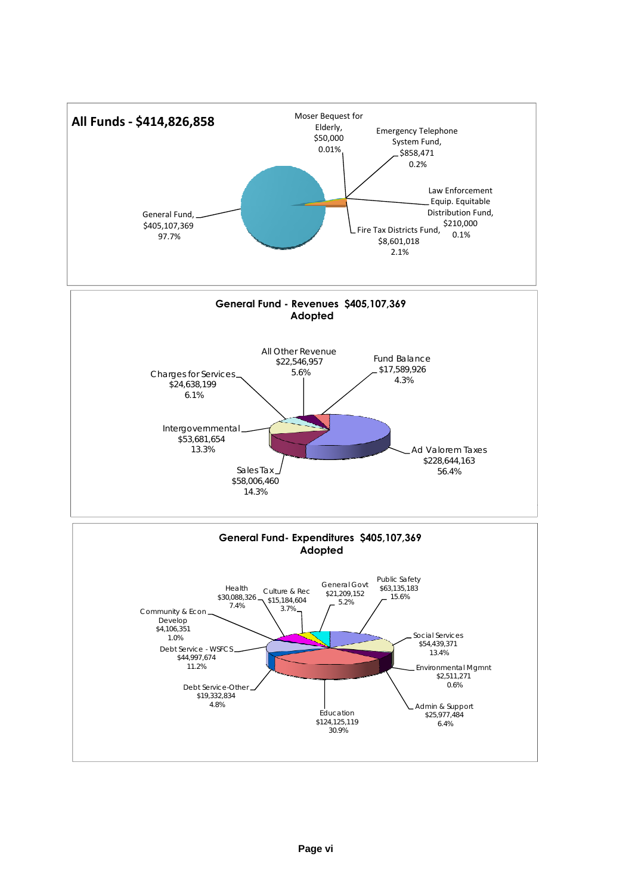**All Funds - $414,826,858**

Moser Bequest for Elderly, $50,000 0.01%

Emergency Telephone System Fund, $858,471 0.2%

Law Enforcement Equip. Equitable Distribution Fund, $210,000 0.1%

Fire Tax Districts Fund, $8,601,018 2.1%

General Fund, $405,107,369 97.7%

**General Fund - Revenues $405,107,369 Adopted**

All Other Revenue $22,546,957 5.6%

Fund Balance $17,589,926 4.3%

Charges for Services $24,638,199 6.1%

Intergovernmental $53,681,654 13.3%

Ad Valorem Taxes $228,644,163 56.4%

Sales Tax $58,006,460 14.3%

**General Fund- Expenditures $405,107,369 Adopted**

Health $30,088,326 7.4%

Culture & Rec $15,184,604 3.7%

General Govt $21,209,152 5.2%

Public Safety $63,135,183 15.6%

Community & Econ Develop $4,106,351 1.0%

Social Services $54,439,371 13.4%

Debt Service - WSFCS $44,997,674 11.2%

Environmental Mgmnt $2,511,271 0.6%

Debt Service-Other $19,332,834 4.8%

Admin & Support $25,977,484 6.4%

Education $124,125,119 30.9%